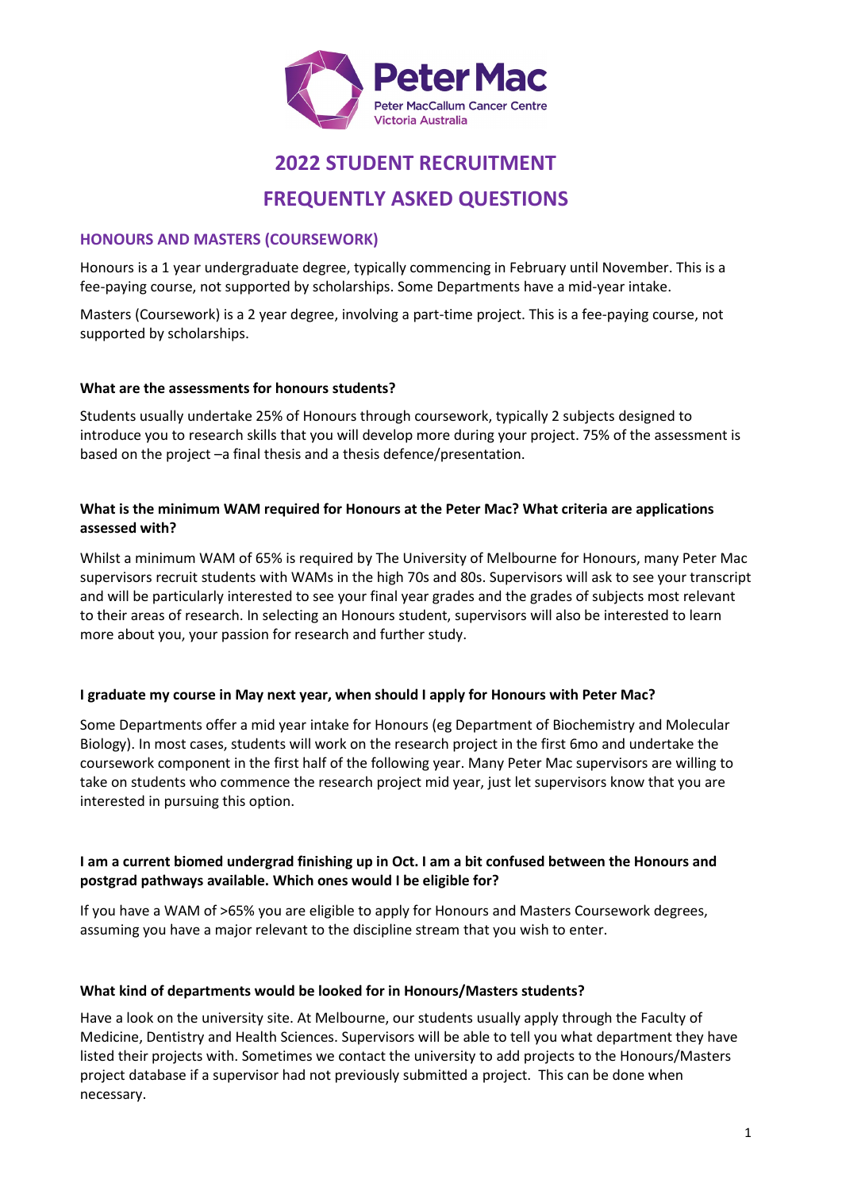Peter Mac
Peter MacCallum Cancer Centre
Victoria Australia

# 2022 STUDENT RECRUITMENT

# FREQUENTLY ASKED QUESTIONS

## HONOURS AND MASTERS (COURSEWORK)

Honours is a 1 year undergraduate degree, typically commencing in February until November. This is a fee-paying course, not supported by scholarships. Some Departments have a mid-year intake.

Masters (Coursework) is a 2 year degree, involving a part-time project. This is a fee-paying course, not supported by scholarships.

**What are the assessments for honours students?**

Students usually undertake 25% of Honours through coursework, typically 2 subjects designed to introduce you to research skills that you will develop more during your project. 75% of the assessment is based on the project –a final thesis and a thesis defence/presentation.

**What is the minimum WAM required for Honours at the Peter Mac? What criteria are applications assessed with?**

Whilst a minimum WAM of 65% is required by The University of Melbourne for Honours, many Peter Mac supervisors recruit students with WAMs in the high 70s and 80s. Supervisors will ask to see your transcript and will be particularly interested to see your final year grades and the grades of subjects most relevant to their areas of research. In selecting an Honours student, supervisors will also be interested to learn more about you, your passion for research and further study.

**I graduate my course in May next year, when should I apply for Honours with Peter Mac?**

Some Departments offer a mid year intake for Honours (eg Department of Biochemistry and Molecular Biology). In most cases, students will work on the research project in the first 6mo and undertake the coursework component in the first half of the following year. Many Peter Mac supervisors are willing to take on students who commence the research project mid year, just let supervisors know that you are interested in pursuing this option.

**I am a current biomed undergrad finishing up in Oct. I am a bit confused between the Honours and postgrad pathways available. Which ones would I be eligible for?**

If you have a WAM of >65% you are eligible to apply for Honours and Masters Coursework degrees, assuming you have a major relevant to the discipline stream that you wish to enter.

**What kind of departments would be looked for in Honours/Masters students?**

Have a look on the university site. At Melbourne, our students usually apply through the Faculty of Medicine, Dentistry and Health Sciences. Supervisors will be able to tell you what department they have listed their projects with. Sometimes we contact the university to add projects to the Honours/Masters project database if a supervisor had not previously submitted a project. This can be done when necessary.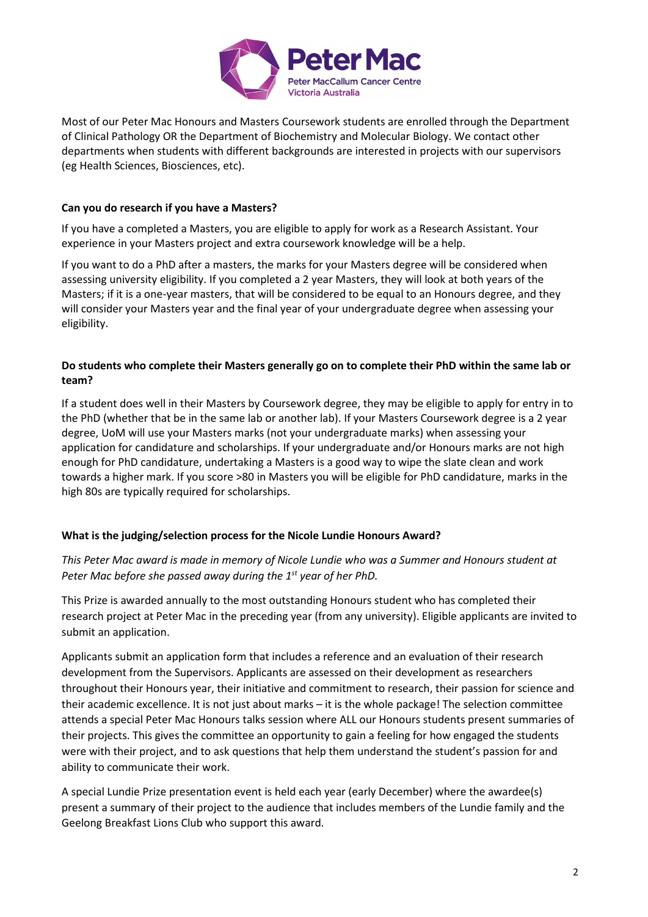Most of our Peter Mac Honours and Masters Coursework students are enrolled through the Department of Clinical Pathology OR the Department of Biochemistry and Molecular Biology. We contact other departments when students with different backgrounds are interested in projects with our supervisors (eg Health Sciences, Biosciences, etc).

**Can you do research if you have a Masters?**

If you have a completed a Masters, you are eligible to apply for work as a Research Assistant. Your experience in your Masters project and extra coursework knowledge will be a help.

If you want to do a PhD after a masters, the marks for your Masters degree will be considered when assessing university eligibility. If you completed a 2 year Masters, they will look at both years of the Masters; if it is a one-year masters, that will be considered to be equal to an Honours degree, and they will consider your Masters year and the final year of your undergraduate degree when assessing your eligibility.

**Do students who complete their Masters generally go on to complete their PhD within the same lab or team?**

If a student does well in their Masters by Coursework degree, they may be eligible to apply for entry in to the PhD (whether that be in the same lab or another lab). If your Masters Coursework degree is a 2 year degree, UoM will use your Masters marks (not your undergraduate marks) when assessing your application for candidature and scholarships. If your undergraduate and/or Honours marks are not high enough for PhD candidature, undertaking a Masters is a good way to wipe the slate clean and work towards a higher mark. If you score >80 in Masters you will be eligible for PhD candidature, marks in the high 80s are typically required for scholarships.

**What is the judging/selection process for the Nicole Lundie Honours Award?**

*This Peter Mac award is made in memory of Nicole Lundie who was a Summer and Honours student at Peter Mac before she passed away during the 1st year of her PhD.*

This Prize is awarded annually to the most outstanding Honours student who has completed their research project at Peter Mac in the preceding year (from any university). Eligible applicants are invited to submit an application.

Applicants submit an application form that includes a reference and an evaluation of their research development from the Supervisors. Applicants are assessed on their development as researchers throughout their Honours year, their initiative and commitment to research, their passion for science and their academic excellence. It is not just about marks – it is the whole package! The selection committee attends a special Peter Mac Honours talks session where ALL our Honours students present summaries of their projects. This gives the committee an opportunity to gain a feeling for how engaged the students were with their project, and to ask questions that help them understand the student's passion for and ability to communicate their work.

A special Lundie Prize presentation event is held each year (early December) where the awardee(s) present a summary of their project to the audience that includes members of the Lundie family and the Geelong Breakfast Lions Club who support this award.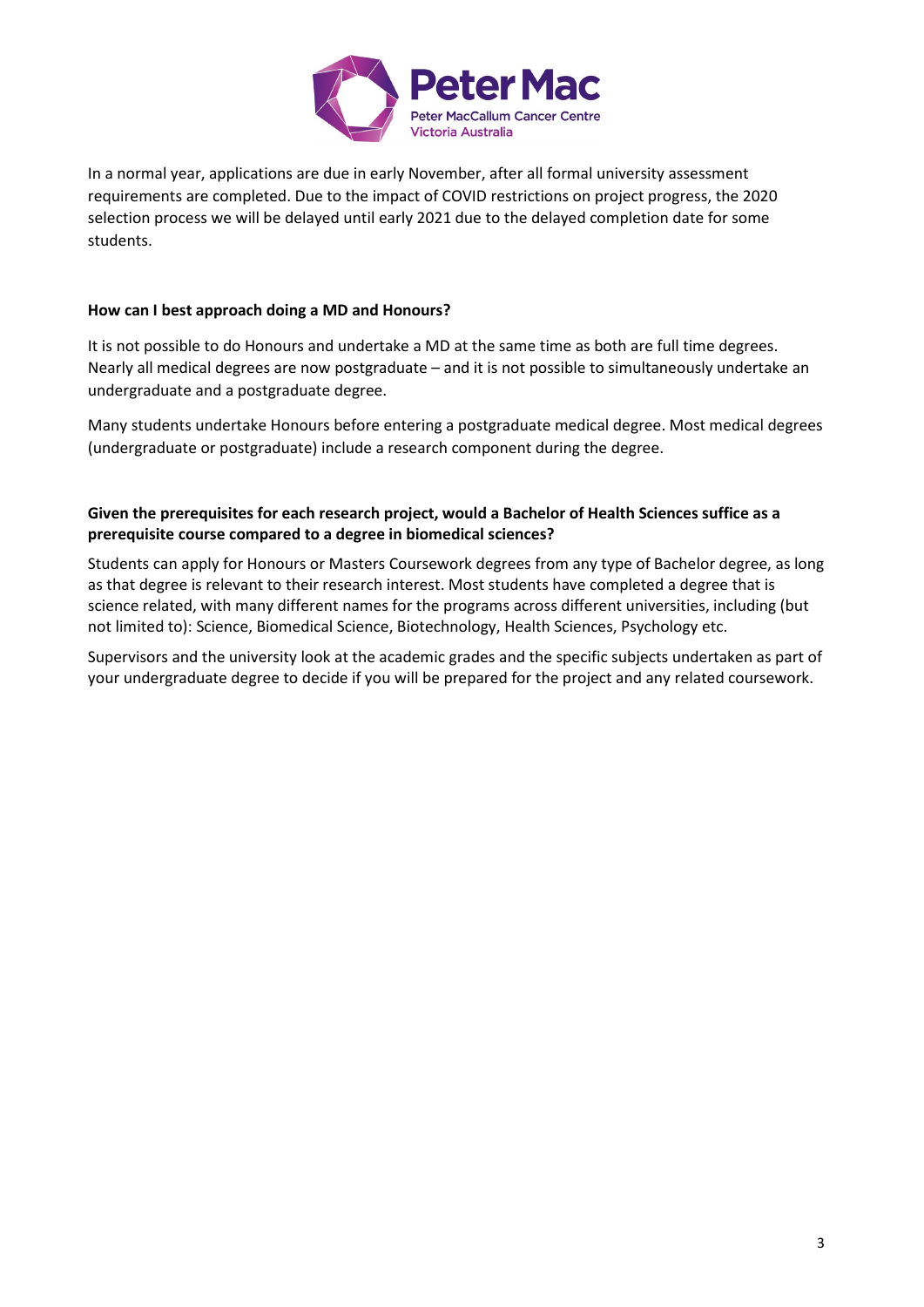In a normal year, applications are due in early November, after all formal university assessment requirements are completed. Due to the impact of COVID restrictions on project progress, the 2020 selection process we will be delayed until early 2021 due to the delayed completion date for some students.

**How can I best approach doing a MD and Honours?**

It is not possible to do Honours and undertake a MD at the same time as both are full time degrees. Nearly all medical degrees are now postgraduate – and it is not possible to simultaneously undertake an undergraduate and a postgraduate degree.

Many students undertake Honours before entering a postgraduate medical degree. Most medical degrees (undergraduate or postgraduate) include a research component during the degree.

**Given the prerequisites for each research project, would a Bachelor of Health Sciences suffice as a prerequisite course compared to a degree in biomedical sciences?**

Students can apply for Honours or Masters Coursework degrees from any type of Bachelor degree, as long as that degree is relevant to their research interest. Most students have completed a degree that is science related, with many different names for the programs across different universities, including (but not limited to): Science, Biomedical Science, Biotechnology, Health Sciences, Psychology etc.

Supervisors and the university look at the academic grades and the specific subjects undertaken as part of your undergraduate degree to decide if you will be prepared for the project and any related coursework.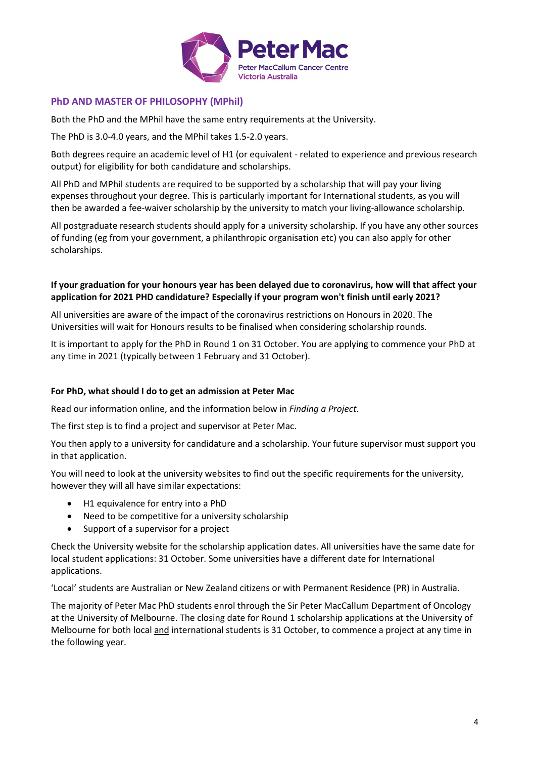## PhD AND MASTER OF PHILOSOPHY (MPhil)

Both the PhD and the MPhil have the same entry requirements at the University.

The PhD is 3.0-4.0 years, and the MPhil takes 1.5-2.0 years.

Both degrees require an academic level of H1 (or equivalent - related to experience and previous research output) for eligibility for both candidature and scholarships.

All PhD and MPhil students are required to be supported by a scholarship that will pay your living expenses throughout your degree. This is particularly important for International students, as you will then be awarded a fee-waiver scholarship by the university to match your living-allowance scholarship.

All postgraduate research students should apply for a university scholarship. If you have any other sources of funding (eg from your government, a philanthropic organisation etc) you can also apply for other scholarships.

**If your graduation for your honours year has been delayed due to coronavirus, how will that affect your application for 2021 PHD candidature? Especially if your program won't finish until early 2021?**

All universities are aware of the impact of the coronavirus restrictions on Honours in 2020. The Universities will wait for Honours results to be finalised when considering scholarship rounds.

It is important to apply for the PhD in Round 1 on 31 October. You are applying to commence your PhD at any time in 2021 (typically between 1 February and 31 October).

**For PhD, what should I do to get an admission at Peter Mac**

Read our information online, and the information below in *Finding a Project*.

The first step is to find a project and supervisor at Peter Mac.

You then apply to a university for candidature and a scholarship. Your future supervisor must support you in that application.

You will need to look at the university websites to find out the specific requirements for the university, however they will all have similar expectations:

- H1 equivalence for entry into a PhD
- Need to be competitive for a university scholarship
- Support of a supervisor for a project

Check the University website for the scholarship application dates. All universities have the same date for local student applications: 31 October. Some universities have a different date for International applications.

'Local' students are Australian or New Zealand citizens or with Permanent Residence (PR) in Australia.

The majority of Peter Mac PhD students enrol through the Sir Peter MacCallum Department of Oncology at the University of Melbourne. The closing date for Round 1 scholarship applications at the University of Melbourne for both local <u>and</u> international students is 31 October, to commence a project at any time in the following year.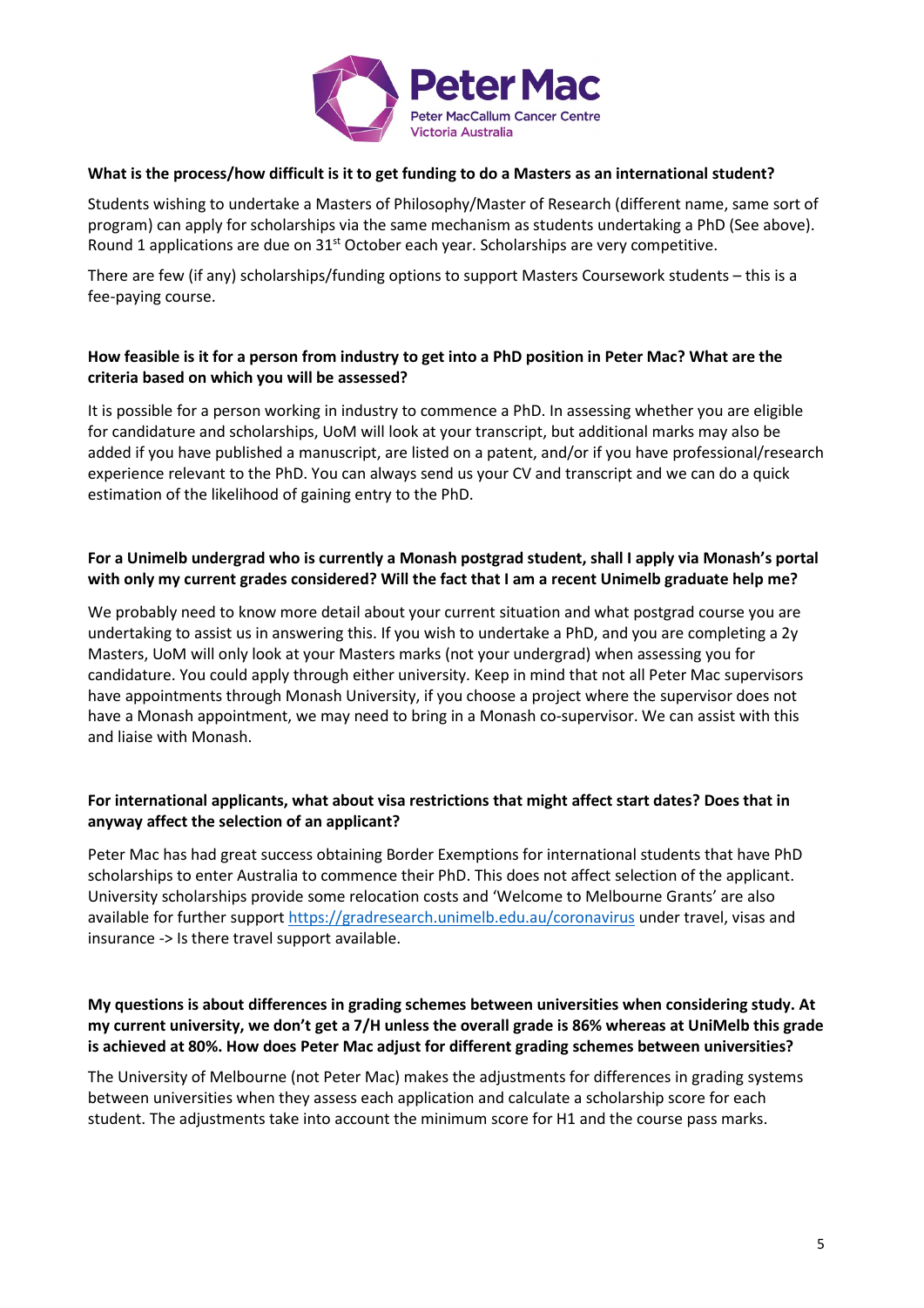**What is the process/how difficult is it to get funding to do a Masters as an international student?**

Students wishing to undertake a Masters of Philosophy/Master of Research (different name, same sort of program) can apply for scholarships via the same mechanism as students undertaking a PhD (See above). Round 1 applications are due on 31st October each year. Scholarships are very competitive.

There are few (if any) scholarships/funding options to support Masters Coursework students – this is a fee-paying course.

**How feasible is it for a person from industry to get into a PhD position in Peter Mac? What are the criteria based on which you will be assessed?**

It is possible for a person working in industry to commence a PhD. In assessing whether you are eligible for candidature and scholarships, UoM will look at your transcript, but additional marks may also be added if you have published a manuscript, are listed on a patent, and/or if you have professional/research experience relevant to the PhD. You can always send us your CV and transcript and we can do a quick estimation of the likelihood of gaining entry to the PhD.

**For a Unimelb undergrad who is currently a Monash postgrad student, shall I apply via Monash's portal with only my current grades considered? Will the fact that I am a recent Unimelb graduate help me?**

We probably need to know more detail about your current situation and what postgrad course you are undertaking to assist us in answering this. If you wish to undertake a PhD, and you are completing a 2y Masters, UoM will only look at your Masters marks (not your undergrad) when assessing you for candidature. You could apply through either university. Keep in mind that not all Peter Mac supervisors have appointments through Monash University, if you choose a project where the supervisor does not have a Monash appointment, we may need to bring in a Monash co-supervisor. We can assist with this and liaise with Monash.

**For international applicants, what about visa restrictions that might affect start dates? Does that in anyway affect the selection of an applicant?**

Peter Mac has had great success obtaining Border Exemptions for international students that have PhD scholarships to enter Australia to commence their PhD. This does not affect selection of the applicant. University scholarships provide some relocation costs and 'Welcome to Melbourne Grants' are also available for further support https://gradresearch.unimelb.edu.au/coronavirus under travel, visas and insurance -> Is there travel support available.

**My questions is about differences in grading schemes between universities when considering study. At my current university, we don't get a 7/H unless the overall grade is 86% whereas at UniMelb this grade is achieved at 80%. How does Peter Mac adjust for different grading schemes between universities?**

The University of Melbourne (not Peter Mac) makes the adjustments for differences in grading systems between universities when they assess each application and calculate a scholarship score for each student. The adjustments take into account the minimum score for H1 and the course pass marks.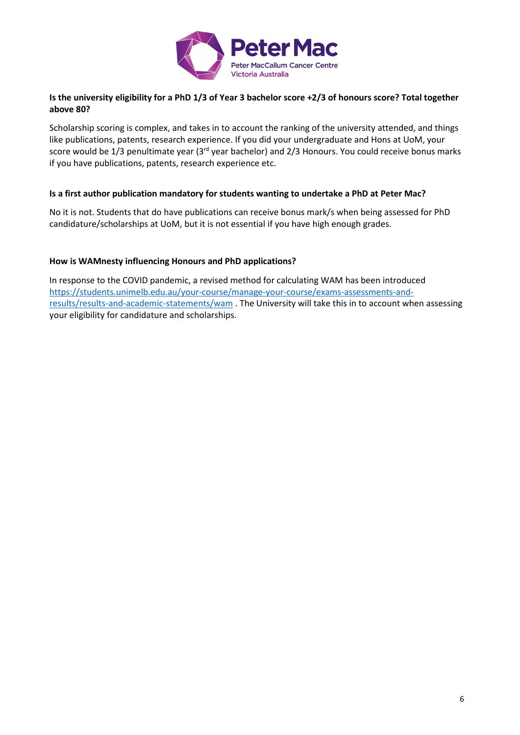**Is the university eligibility for a PhD 1/3 of Year 3 bachelor score +2/3 of honours score? Total together above 80?**

Scholarship scoring is complex, and takes in to account the ranking of the university attended, and things like publications, patents, research experience. If you did your undergraduate and Hons at UoM, your score would be 1/3 penultimate year (3rd year bachelor) and 2/3 Honours. You could receive bonus marks if you have publications, patents, research experience etc.

**Is a first author publication mandatory for students wanting to undertake a PhD at Peter Mac?**

No it is not. Students that do have publications can receive bonus mark/s when being assessed for PhD candidature/scholarships at UoM, but it is not essential if you have high enough grades.

**How is WAMnesty influencing Honours and PhD applications?**

In response to the COVID pandemic, a revised method for calculating WAM has been introduced [https://students.unimelb.edu.au/your-course/manage-your-course/exams-assessments-and-results/results-and-academic-statements/wam](https://students.unimelb.edu.au/your-course/manage-your-course/exams-assessments-and-results/results-and-academic-statements/wam) . The University will take this in to account when assessing your eligibility for candidature and scholarships.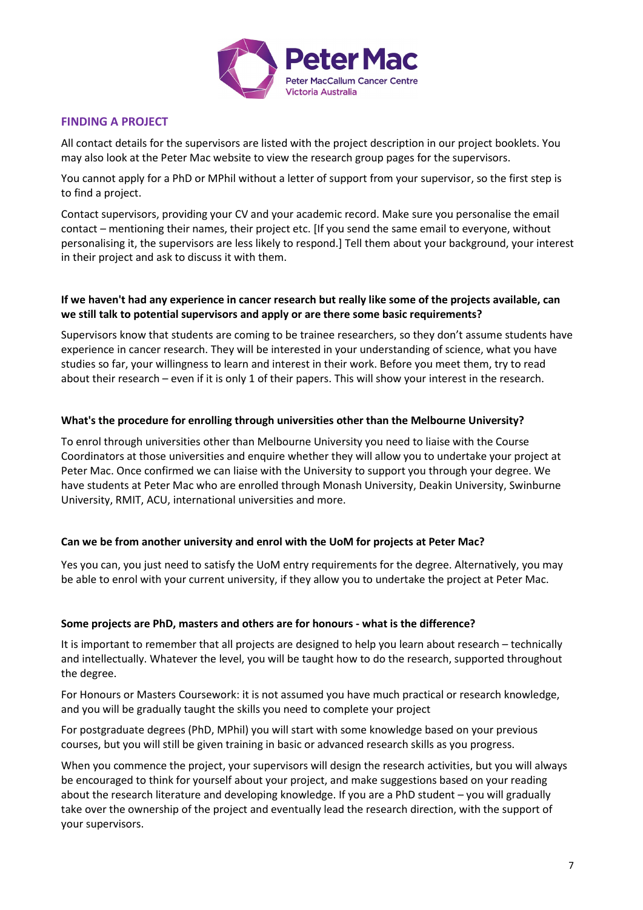## FINDING A PROJECT

All contact details for the supervisors are listed with the project description in our project booklets. You may also look at the Peter Mac website to view the research group pages for the supervisors.

You cannot apply for a PhD or MPhil without a letter of support from your supervisor, so the first step is to find a project.

Contact supervisors, providing your CV and your academic record. Make sure you personalise the email contact – mentioning their names, their project etc. [If you send the same email to everyone, without personalising it, the supervisors are less likely to respond.] Tell them about your background, your interest in their project and ask to discuss it with them.

**If we haven't had any experience in cancer research but really like some of the projects available, can we still talk to potential supervisors and apply or are there some basic requirements?**

Supervisors know that students are coming to be trainee researchers, so they don't assume students have experience in cancer research. They will be interested in your understanding of science, what you have studies so far, your willingness to learn and interest in their work. Before you meet them, try to read about their research – even if it is only 1 of their papers. This will show your interest in the research.

**What's the procedure for enrolling through universities other than the Melbourne University?**

To enrol through universities other than Melbourne University you need to liaise with the Course Coordinators at those universities and enquire whether they will allow you to undertake your project at Peter Mac. Once confirmed we can liaise with the University to support you through your degree. We have students at Peter Mac who are enrolled through Monash University, Deakin University, Swinburne University, RMIT, ACU, international universities and more.

**Can we be from another university and enrol with the UoM for projects at Peter Mac?**

Yes you can, you just need to satisfy the UoM entry requirements for the degree. Alternatively, you may be able to enrol with your current university, if they allow you to undertake the project at Peter Mac.

**Some projects are PhD, masters and others are for honours - what is the difference?**

It is important to remember that all projects are designed to help you learn about research – technically and intellectually. Whatever the level, you will be taught how to do the research, supported throughout the degree.

For Honours or Masters Coursework: it is not assumed you have much practical or research knowledge, and you will be gradually taught the skills you need to complete your project

For postgraduate degrees (PhD, MPhil) you will start with some knowledge based on your previous courses, but you will still be given training in basic or advanced research skills as you progress.

When you commence the project, your supervisors will design the research activities, but you will always be encouraged to think for yourself about your project, and make suggestions based on your reading about the research literature and developing knowledge. If you are a PhD student – you will gradually take over the ownership of the project and eventually lead the research direction, with the support of your supervisors.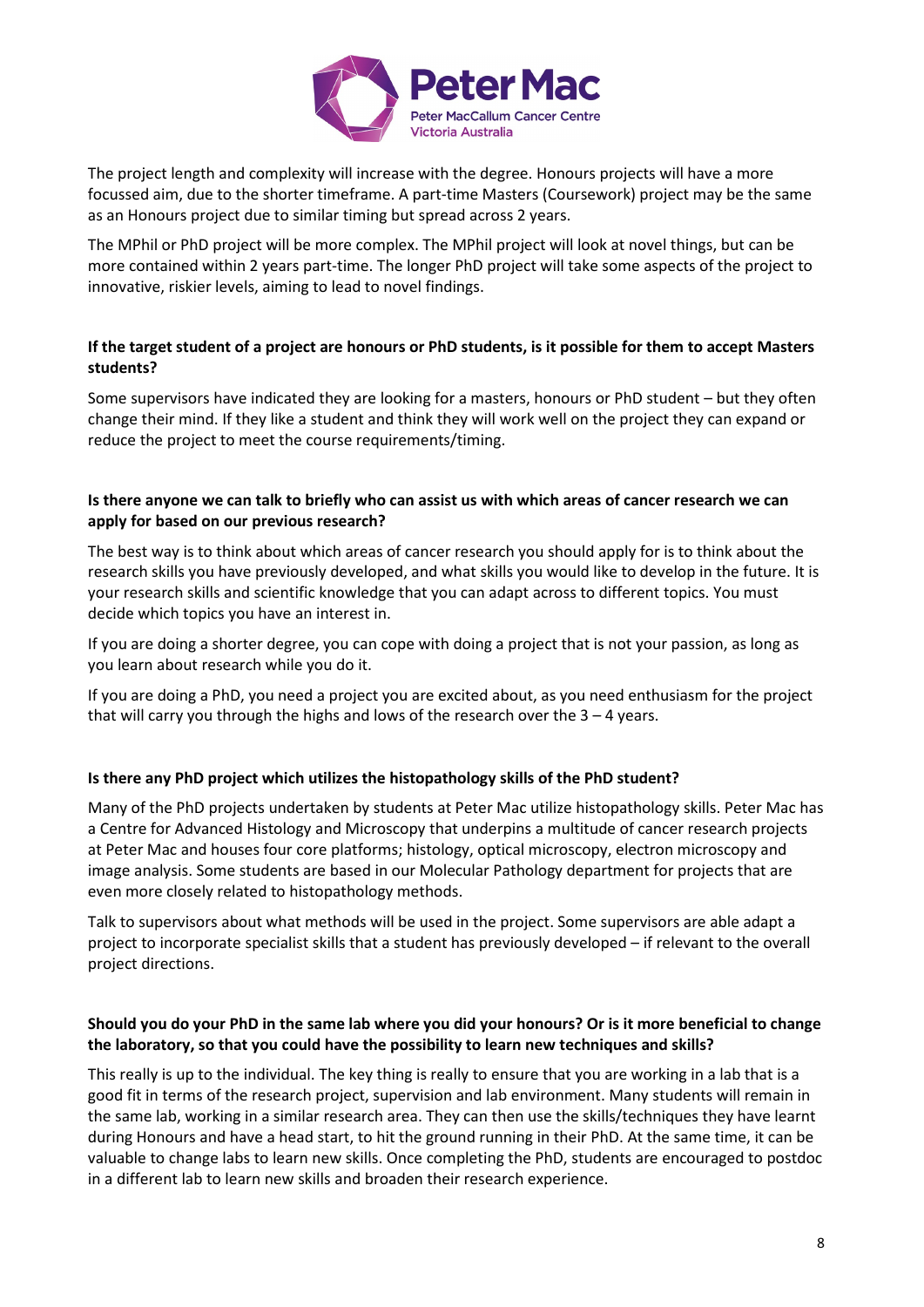The project length and complexity will increase with the degree. Honours projects will have a more focussed aim, due to the shorter timeframe. A part-time Masters (Coursework) project may be the same as an Honours project due to similar timing but spread across 2 years.

The MPhil or PhD project will be more complex. The MPhil project will look at novel things, but can be more contained within 2 years part-time. The longer PhD project will take some aspects of the project to innovative, riskier levels, aiming to lead to novel findings.

**If the target student of a project are honours or PhD students, is it possible for them to accept Masters students?**

Some supervisors have indicated they are looking for a masters, honours or PhD student – but they often change their mind. If they like a student and think they will work well on the project they can expand or reduce the project to meet the course requirements/timing.

**Is there anyone we can talk to briefly who can assist us with which areas of cancer research we can apply for based on our previous research?**

The best way is to think about which areas of cancer research you should apply for is to think about the research skills you have previously developed, and what skills you would like to develop in the future. It is your research skills and scientific knowledge that you can adapt across to different topics. You must decide which topics you have an interest in.

If you are doing a shorter degree, you can cope with doing a project that is not your passion, as long as you learn about research while you do it.

If you are doing a PhD, you need a project you are excited about, as you need enthusiasm for the project that will carry you through the highs and lows of the research over the 3 – 4 years.

**Is there any PhD project which utilizes the histopathology skills of the PhD student?**

Many of the PhD projects undertaken by students at Peter Mac utilize histopathology skills. Peter Mac has a Centre for Advanced Histology and Microscopy that underpins a multitude of cancer research projects at Peter Mac and houses four core platforms; histology, optical microscopy, electron microscopy and image analysis. Some students are based in our Molecular Pathology department for projects that are even more closely related to histopathology methods.

Talk to supervisors about what methods will be used in the project. Some supervisors are able adapt a project to incorporate specialist skills that a student has previously developed – if relevant to the overall project directions.

**Should you do your PhD in the same lab where you did your honours? Or is it more beneficial to change the laboratory, so that you could have the possibility to learn new techniques and skills?**

This really is up to the individual. The key thing is really to ensure that you are working in a lab that is a good fit in terms of the research project, supervision and lab environment. Many students will remain in the same lab, working in a similar research area. They can then use the skills/techniques they have learnt during Honours and have a head start, to hit the ground running in their PhD. At the same time, it can be valuable to change labs to learn new skills. Once completing the PhD, students are encouraged to postdoc in a different lab to learn new skills and broaden their research experience.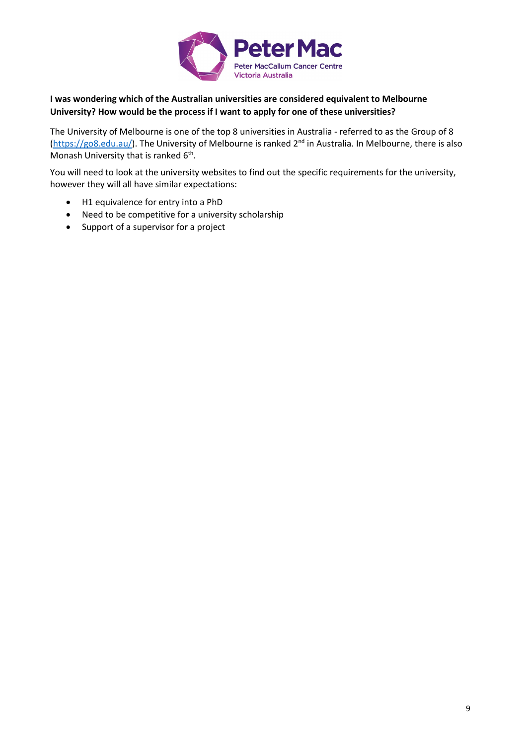**I was wondering which of the Australian universities are considered equivalent to Melbourne University? How would be the process if I want to apply for one of these universities?**

The University of Melbourne is one of the top 8 universities in Australia - referred to as the Group of 8 ([https://go8.edu.au/](https://go8.edu.au/)). The University of Melbourne is ranked 2nd in Australia. In Melbourne, there is also Monash University that is ranked 6th.

You will need to look at the university websites to find out the specific requirements for the university, however they will all have similar expectations:

- H1 equivalence for entry into a PhD
- Need to be competitive for a university scholarship
- Support of a supervisor for a project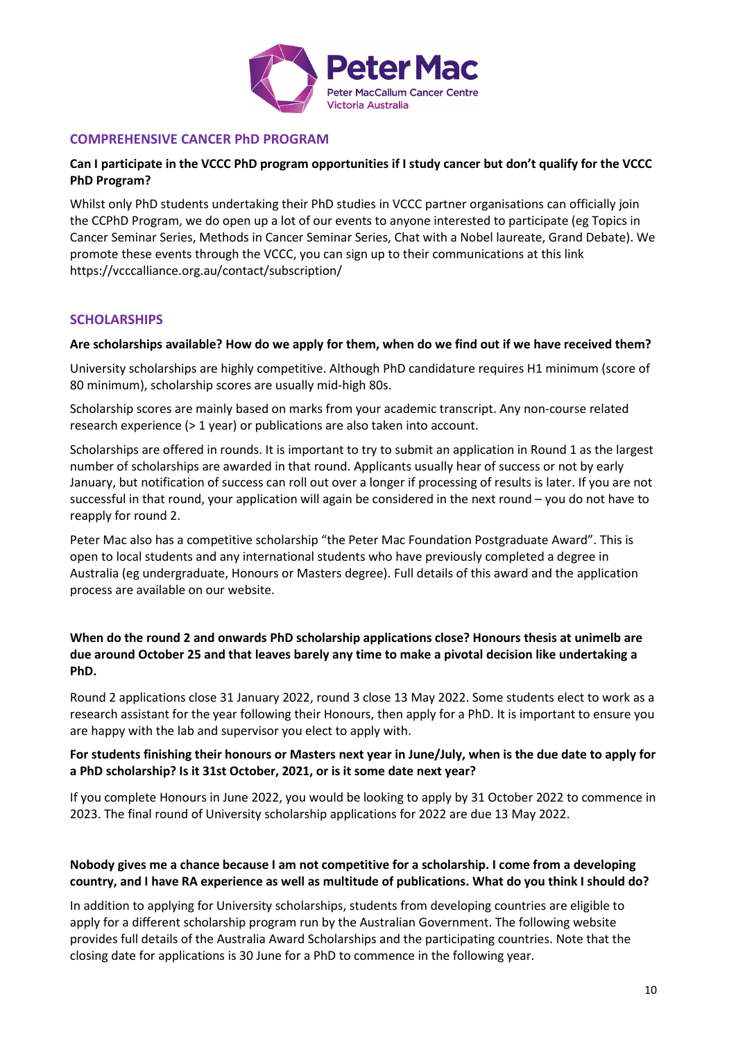## COMPREHENSIVE CANCER PhD PROGRAM

**Can I participate in the VCCC PhD program opportunities if I study cancer but don't qualify for the VCCC PhD Program?**

Whilst only PhD students undertaking their PhD studies in VCCC partner organisations can officially join the CCPhD Program, we do open up a lot of our events to anyone interested to participate (eg Topics in Cancer Seminar Series, Methods in Cancer Seminar Series, Chat with a Nobel laureate, Grand Debate). We promote these events through the VCCC, you can sign up to their communications at this link https://vcccalliance.org.au/contact/subscription/

## SCHOLARSHIPS

**Are scholarships available? How do we apply for them, when do we find out if we have received them?**

University scholarships are highly competitive. Although PhD candidature requires H1 minimum (score of 80 minimum), scholarship scores are usually mid-high 80s.

Scholarship scores are mainly based on marks from your academic transcript. Any non-course related research experience (> 1 year) or publications are also taken into account.

Scholarships are offered in rounds. It is important to try to submit an application in Round 1 as the largest number of scholarships are awarded in that round. Applicants usually hear of success or not by early January, but notification of success can roll out over a longer if processing of results is later. If you are not successful in that round, your application will again be considered in the next round – you do not have to reapply for round 2.

Peter Mac also has a competitive scholarship "the Peter Mac Foundation Postgraduate Award". This is open to local students and any international students who have previously completed a degree in Australia (eg undergraduate, Honours or Masters degree). Full details of this award and the application process are available on our website.

**When do the round 2 and onwards PhD scholarship applications close? Honours thesis at unimelb are due around October 25 and that leaves barely any time to make a pivotal decision like undertaking a PhD.**

Round 2 applications close 31 January 2022, round 3 close 13 May 2022. Some students elect to work as a research assistant for the year following their Honours, then apply for a PhD. It is important to ensure you are happy with the lab and supervisor you elect to apply with.

**For students finishing their honours or Masters next year in June/July, when is the due date to apply for a PhD scholarship? Is it 31st October, 2021, or is it some date next year?**

If you complete Honours in June 2022, you would be looking to apply by 31 October 2022 to commence in 2023. The final round of University scholarship applications for 2022 are due 13 May 2022.

**Nobody gives me a chance because I am not competitive for a scholarship. I come from a developing country, and I have RA experience as well as multitude of publications. What do you think I should do?**

In addition to applying for University scholarships, students from developing countries are eligible to apply for a different scholarship program run by the Australian Government. The following website provides full details of the Australia Award Scholarships and the participating countries. Note that the closing date for applications is 30 June for a PhD to commence in the following year.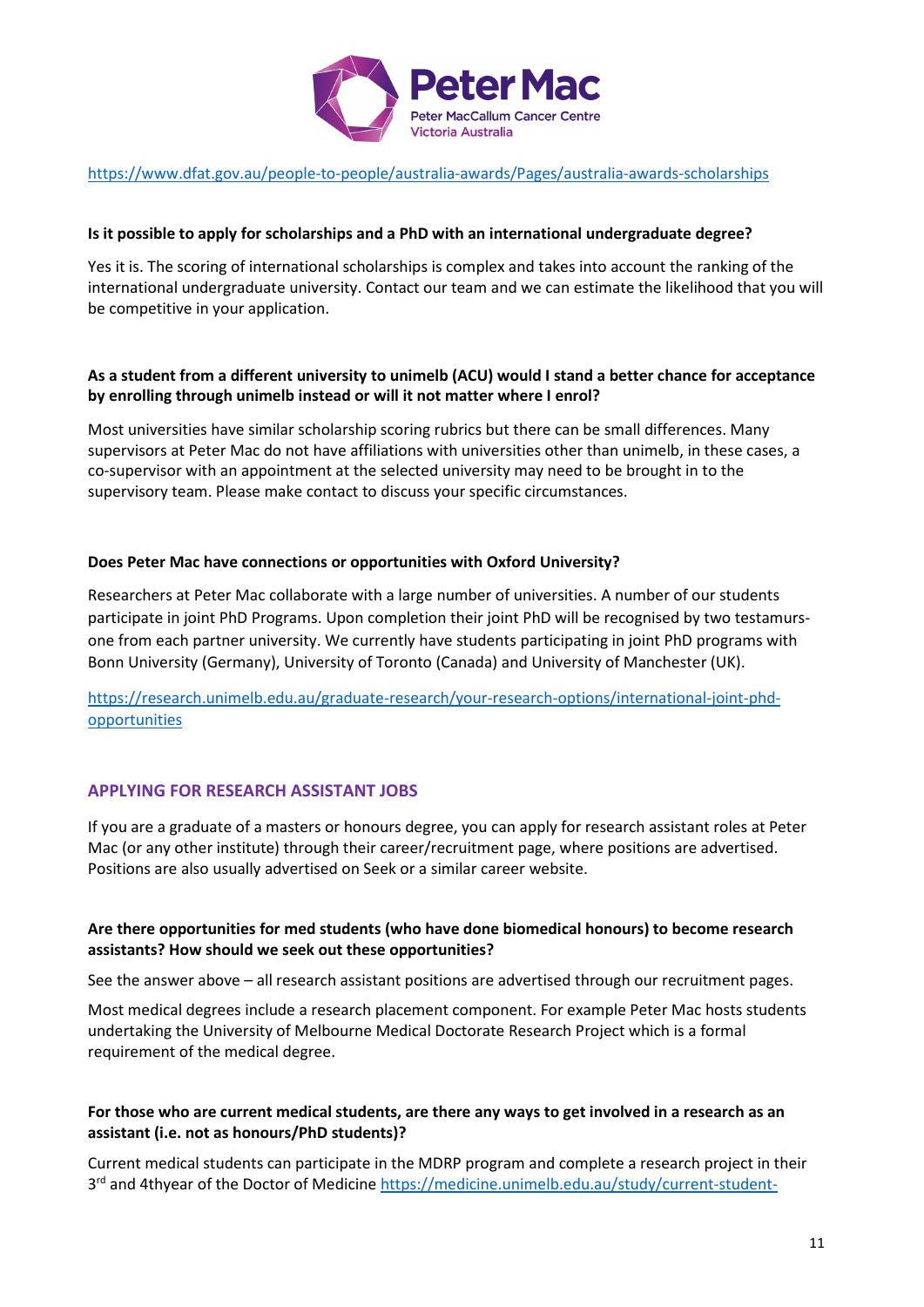https://www.dfat.gov.au/people-to-people/australia-awards/Pages/australia-awards-scholarships

**Is it possible to apply for scholarships and a PhD with an international undergraduate degree?**

Yes it is. The scoring of international scholarships is complex and takes into account the ranking of the international undergraduate university. Contact our team and we can estimate the likelihood that you will be competitive in your application.

**As a student from a different university to unimelb (ACU) would I stand a better chance for acceptance by enrolling through unimelb instead or will it not matter where I enrol?**

Most universities have similar scholarship scoring rubrics but there can be small differences. Many supervisors at Peter Mac do not have affiliations with universities other than unimelb, in these cases, a co-supervisor with an appointment at the selected university may need to be brought in to the supervisory team. Please make contact to discuss your specific circumstances.

**Does Peter Mac have connections or opportunities with Oxford University?**

Researchers at Peter Mac collaborate with a large number of universities. A number of our students participate in joint PhD Programs. Upon completion their joint PhD will be recognised by two testamurs-one from each partner university. We currently have students participating in joint PhD programs with Bonn University (Germany), University of Toronto (Canada) and University of Manchester (UK).

https://research.unimelb.edu.au/graduate-research/your-research-options/international-joint-phd-opportunities

## APPLYING FOR RESEARCH ASSISTANT JOBS

If you are a graduate of a masters or honours degree, you can apply for research assistant roles at Peter Mac (or any other institute) through their career/recruitment page, where positions are advertised. Positions are also usually advertised on Seek or a similar career website.

**Are there opportunities for med students (who have done biomedical honours) to become research assistants? How should we seek out these opportunities?**

See the answer above – all research assistant positions are advertised through our recruitment pages.

Most medical degrees include a research placement component. For example Peter Mac hosts students undertaking the University of Melbourne Medical Doctorate Research Project which is a formal requirement of the medical degree.

**For those who are current medical students, are there any ways to get involved in a research as an assistant (i.e. not as honours/PhD students)?**

Current medical students can participate in the MDRP program and complete a research project in their 3rd and 4thyear of the Doctor of Medicine https://medicine.unimelb.edu.au/study/current-student-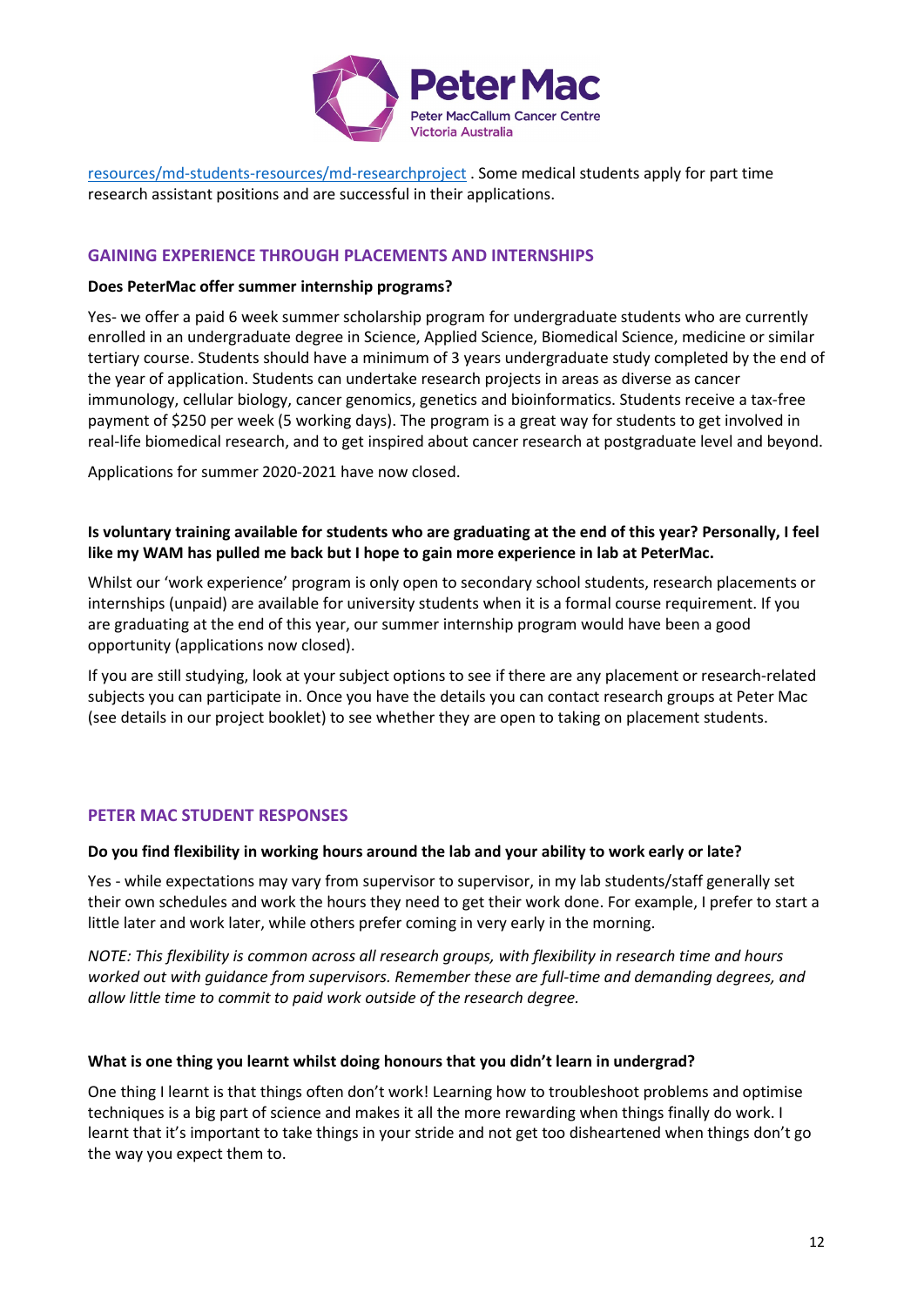resources/md-students-resources/md-researchproject . Some medical students apply for part time research assistant positions and are successful in their applications.

## GAINING EXPERIENCE THROUGH PLACEMENTS AND INTERNSHIPS

**Does PeterMac offer summer internship programs?**

Yes- we offer a paid 6 week summer scholarship program for undergraduate students who are currently enrolled in an undergraduate degree in Science, Applied Science, Biomedical Science, medicine or similar tertiary course. Students should have a minimum of 3 years undergraduate study completed by the end of the year of application. Students can undertake research projects in areas as diverse as cancer immunology, cellular biology, cancer genomics, genetics and bioinformatics. Students receive a tax-free payment of $250 per week (5 working days). The program is a great way for students to get involved in real-life biomedical research, and to get inspired about cancer research at postgraduate level and beyond.

Applications for summer 2020-2021 have now closed.

**Is voluntary training available for students who are graduating at the end of this year? Personally, I feel like my WAM has pulled me back but I hope to gain more experience in lab at PeterMac.**

Whilst our 'work experience' program is only open to secondary school students, research placements or internships (unpaid) are available for university students when it is a formal course requirement. If you are graduating at the end of this year, our summer internship program would have been a good opportunity (applications now closed).

If you are still studying, look at your subject options to see if there are any placement or research-related subjects you can participate in. Once you have the details you can contact research groups at Peter Mac (see details in our project booklet) to see whether they are open to taking on placement students.

## PETER MAC STUDENT RESPONSES

**Do you find flexibility in working hours around the lab and your ability to work early or late?**

Yes - while expectations may vary from supervisor to supervisor, in my lab students/staff generally set their own schedules and work the hours they need to get their work done. For example, I prefer to start a little later and work later, while others prefer coming in very early in the morning.

*NOTE: This flexibility is common across all research groups, with flexibility in research time and hours worked out with guidance from supervisors. Remember these are full-time and demanding degrees, and allow little time to commit to paid work outside of the research degree.*

**What is one thing you learnt whilst doing honours that you didn't learn in undergrad?**

One thing I learnt is that things often don't work! Learning how to troubleshoot problems and optimise techniques is a big part of science and makes it all the more rewarding when things finally do work. I learnt that it's important to take things in your stride and not get too disheartened when things don't go the way you expect them to.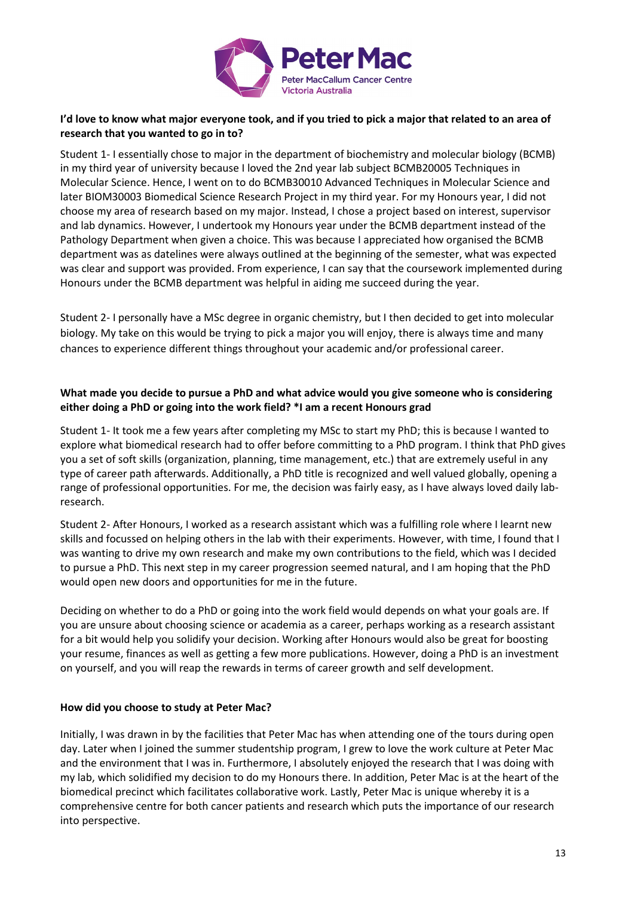**I'd love to know what major everyone took, and if you tried to pick a major that related to an area of research that you wanted to go in to?**

Student 1- I essentially chose to major in the department of biochemistry and molecular biology (BCMB) in my third year of university because I loved the 2nd year lab subject BCMB20005 Techniques in Molecular Science. Hence, I went on to do BCMB30010 Advanced Techniques in Molecular Science and later BIOM30003 Biomedical Science Research Project in my third year. For my Honours year, I did not choose my area of research based on my major. Instead, I chose a project based on interest, supervisor and lab dynamics. However, I undertook my Honours year under the BCMB department instead of the Pathology Department when given a choice. This was because I appreciated how organised the BCMB department was as datelines were always outlined at the beginning of the semester, what was expected was clear and support was provided. From experience, I can say that the coursework implemented during Honours under the BCMB department was helpful in aiding me succeed during the year.

Student 2- I personally have a MSc degree in organic chemistry, but I then decided to get into molecular biology. My take on this would be trying to pick a major you will enjoy, there is always time and many chances to experience different things throughout your academic and/or professional career.

**What made you decide to pursue a PhD and what advice would you give someone who is considering either doing a PhD or going into the work field? *I am a recent Honours grad**

Student 1- It took me a few years after completing my MSc to start my PhD; this is because I wanted to explore what biomedical research had to offer before committing to a PhD program. I think that PhD gives you a set of soft skills (organization, planning, time management, etc.) that are extremely useful in any type of career path afterwards. Additionally, a PhD title is recognized and well valued globally, opening a range of professional opportunities. For me, the decision was fairly easy, as I have always loved daily lab-research.

Student 2- After Honours, I worked as a research assistant which was a fulfilling role where I learnt new skills and focussed on helping others in the lab with their experiments. However, with time, I found that I was wanting to drive my own research and make my own contributions to the field, which was I decided to pursue a PhD. This next step in my career progression seemed natural, and I am hoping that the PhD would open new doors and opportunities for me in the future.

Deciding on whether to do a PhD or going into the work field would depends on what your goals are. If you are unsure about choosing science or academia as a career, perhaps working as a research assistant for a bit would help you solidify your decision. Working after Honours would also be great for boosting your resume, finances as well as getting a few more publications. However, doing a PhD is an investment on yourself, and you will reap the rewards in terms of career growth and self development.

**How did you choose to study at Peter Mac?**

Initially, I was drawn in by the facilities that Peter Mac has when attending one of the tours during open day. Later when I joined the summer studentship program, I grew to love the work culture at Peter Mac and the environment that I was in. Furthermore, I absolutely enjoyed the research that I was doing with my lab, which solidified my decision to do my Honours there. In addition, Peter Mac is at the heart of the biomedical precinct which facilitates collaborative work. Lastly, Peter Mac is unique whereby it is a comprehensive centre for both cancer patients and research which puts the importance of our research into perspective.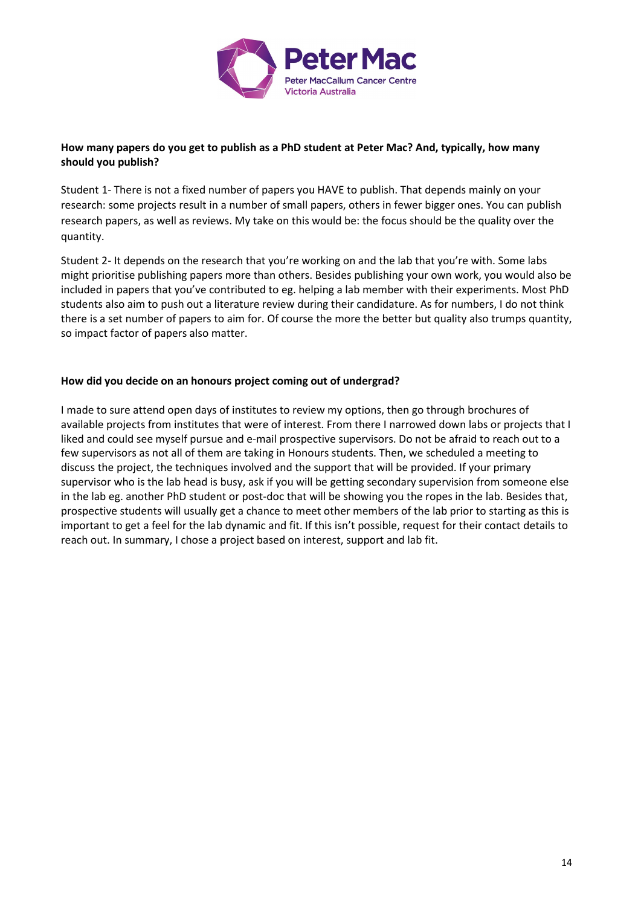**How many papers do you get to publish as a PhD student at Peter Mac? And, typically, how many should you publish?**

Student 1- There is not a fixed number of papers you HAVE to publish. That depends mainly on your research: some projects result in a number of small papers, others in fewer bigger ones. You can publish research papers, as well as reviews. My take on this would be: the focus should be the quality over the quantity.

Student 2- It depends on the research that you're working on and the lab that you're with. Some labs might prioritise publishing papers more than others. Besides publishing your own work, you would also be included in papers that you've contributed to eg. helping a lab member with their experiments. Most PhD students also aim to push out a literature review during their candidature. As for numbers, I do not think there is a set number of papers to aim for. Of course the more the better but quality also trumps quantity, so impact factor of papers also matter.

**How did you decide on an honours project coming out of undergrad?**

I made to sure attend open days of institutes to review my options, then go through brochures of available projects from institutes that were of interest. From there I narrowed down labs or projects that I liked and could see myself pursue and e-mail prospective supervisors. Do not be afraid to reach out to a few supervisors as not all of them are taking in Honours students. Then, we scheduled a meeting to discuss the project, the techniques involved and the support that will be provided. If your primary supervisor who is the lab head is busy, ask if you will be getting secondary supervision from someone else in the lab eg. another PhD student or post-doc that will be showing you the ropes in the lab. Besides that, prospective students will usually get a chance to meet other members of the lab prior to starting as this is important to get a feel for the lab dynamic and fit. If this isn't possible, request for their contact details to reach out. In summary, I chose a project based on interest, support and lab fit.